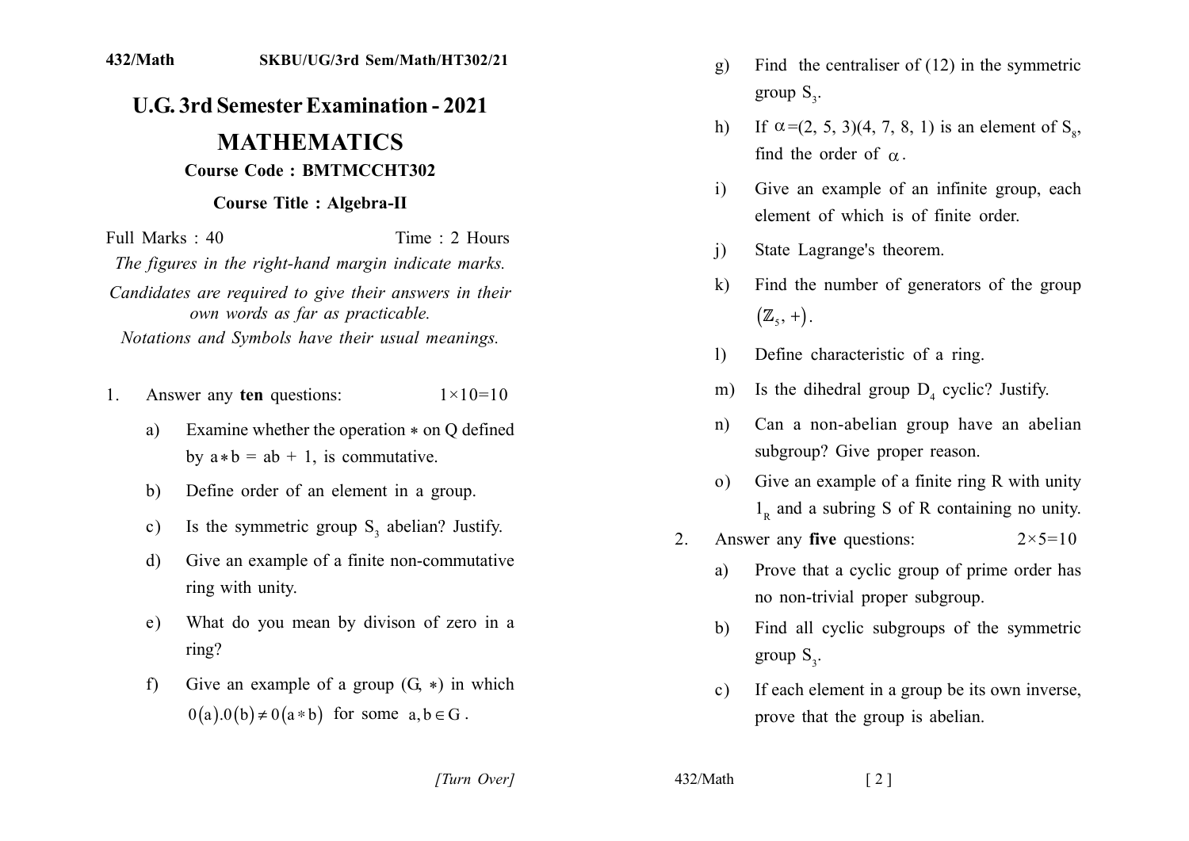# U.G. 3rd Semester Examination - 2021

## MATHEMATICS

**Course Code : BMTMCCHT302**

**Course Title : Algebra-II**

Full Marks : 40 Time : 2 Hours

*The figures in the right-hand margin indicate marks.*

*Candidates are required to give their answers in their own words as far as practicable.*

*Notations and Symbols have their usual meanings.*

1. Answer any **ten** questions: $1\times10=10$

   a) Examine whether the operation $*$ on Q defined by $a*b = ab + 1$, is commutative.

   b) Define order of an element in a group.

   c) Is the symmetric group $S_3$ abelian? Justify.

   d) Give an example of a finite non-commutative ring with unity.

   e) What do you mean by divison of zero in a ring?

   f) Give an example of a group $(G, *)$ in which $0(a).0(b) \neq 0(a*b)$ for some $a, b \in G$.

   g) Find the centraliser of (12) in the symmetric group $S_3$.

   h) If $\alpha=(2, 5, 3)(4, 7, 8, 1)$ is an element of $S_8$, find the order of $\alpha$.

   i) Give an example of an infinite group, each element of which is of finite order.

   j) State Lagrange's theorem.

   k) Find the number of generators of the group $(\mathbb{Z}_5, +)$.

   l) Define characteristic of a ring.

   m) Is the dihedral group $D_4$ cyclic? Justify.

   n) Can a non-abelian group have an abelian subgroup? Give proper reason.

   o) Give an example of a finite ring R with unity $1_R$ and a subring S of R containing no unity.

2. Answer any **five** questions: $2\times5=10$

   a) Prove that a cyclic group of prime order has no non-trivial proper subgroup.

   b) Find all cyclic subgroups of the symmetric group $S_3$.

   c) If each element in a group be its own inverse, prove that the group is abelian.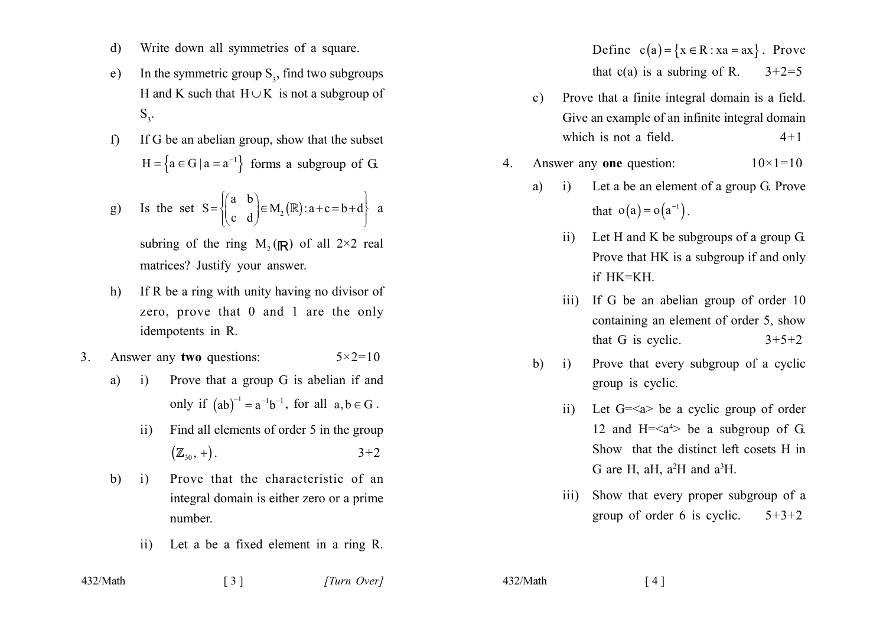d) Write down all symmetries of a square.

e) In the symmetric group $S_3$, find two subgroups H and K such that $H \cup K$ is not a subgroup of $S_3$.

f) If G be an abelian group, show that the subset $H = \{a \in G \mid a = a^{-1}\}$ forms a subgroup of G.

g) Is the set $S = \left\{ \begin{pmatrix} a & b \\ c & d \end{pmatrix} \in M_2(\mathbb{R}) : a + c = b + d \right\}$ a subring of the ring $M_2(\mathbb{R})$ of all $2 \times 2$ real matrices? Justify your answer.

h) If R be a ring with unity having no divisor of zero, prove that 0 and 1 are the only idempotents in R.

3. Answer any **two** questions: $5 \times 2 = 10$

a) i) Prove that a group G is abelian if and only if $(ab)^{-1} = a^{-1}b^{-1}$, for all $a, b \in G$.

ii) Find all elements of order 5 in the group $(\mathbb{Z}_{30}, +)$. 3+2

b) i) Prove that the characteristic of an integral domain is either zero or a prime number.

ii) Let a be a fixed element in a ring R. Define $c(a) = \{x \in R : xa = ax\}$. Prove that c(a) is a subring of R. 3+2=5

c) Prove that a finite integral domain is a field. Give an example of an infinite integral domain which is not a field. 4+1

4. Answer any **one** question: $10 \times 1 = 10$

a) i) Let a be an element of a group G. Prove that $o(a) = o(a^{-1})$.

ii) Let H and K be subgroups of a group G. Prove that HK is a subgroup if and only if HK=KH.

iii) If G be an abelian group of order 10 containing an element of order 5, show that G is cyclic. 3+5+2

b) i) Prove that every subgroup of a cyclic group is cyclic.

ii) Let G=<a> be a cyclic group of order 12 and H=<$a^4$> be a subgroup of G. Show that the distinct left cosets H in G are H, aH, $a^2$H and $a^3$H.

iii) Show that every proper subgroup of a group of order 6 is cyclic. 5+3+2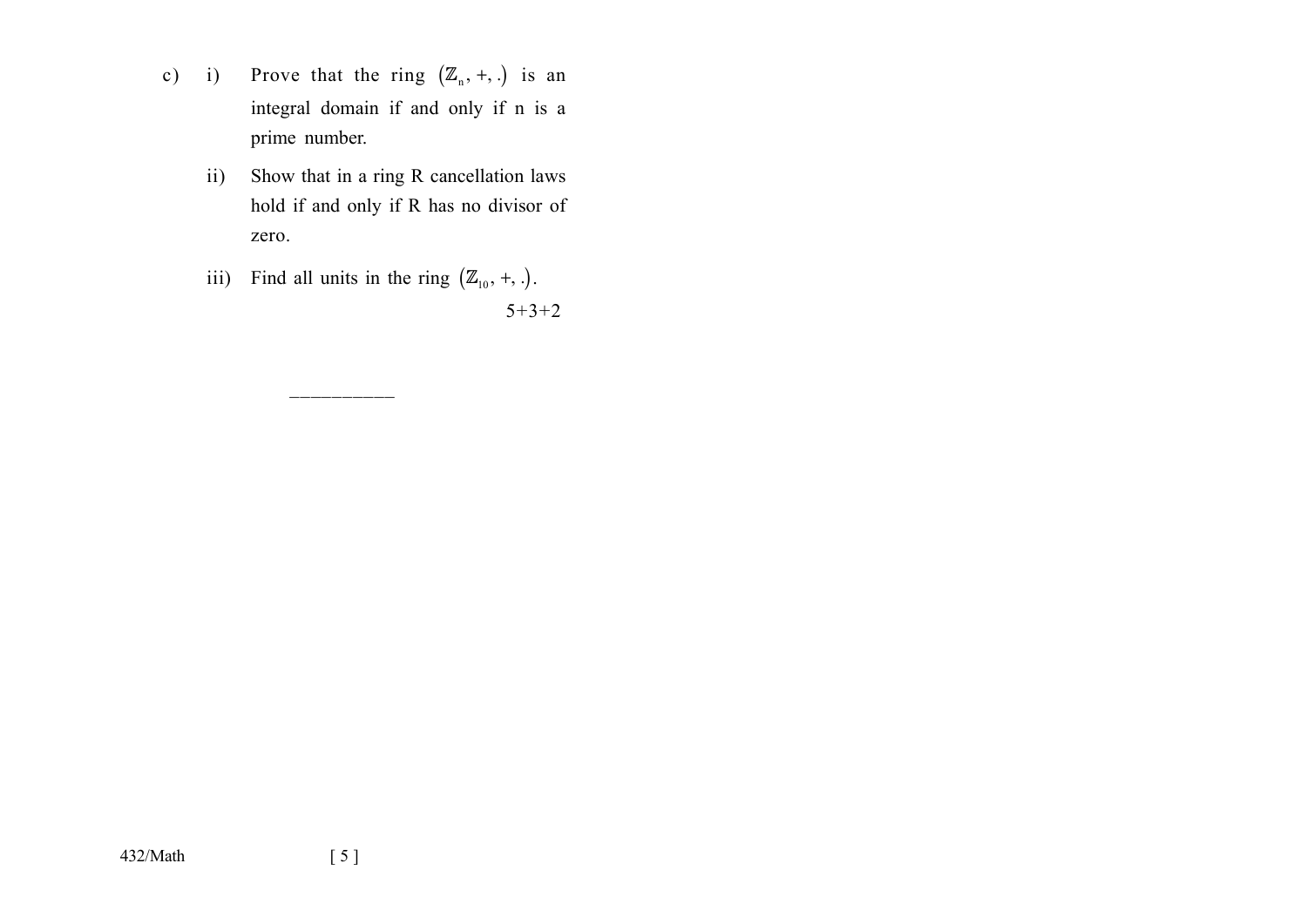c) i) Prove that the ring $(\mathbb{Z}_n, +, .)$ is an integral domain if and only if n is a prime number.

ii) Show that in a ring R cancellation laws hold if and only if R has no divisor of zero.

iii) Find all units in the ring $(\mathbb{Z}_{10}, +, .)$.

5+3+2

__________